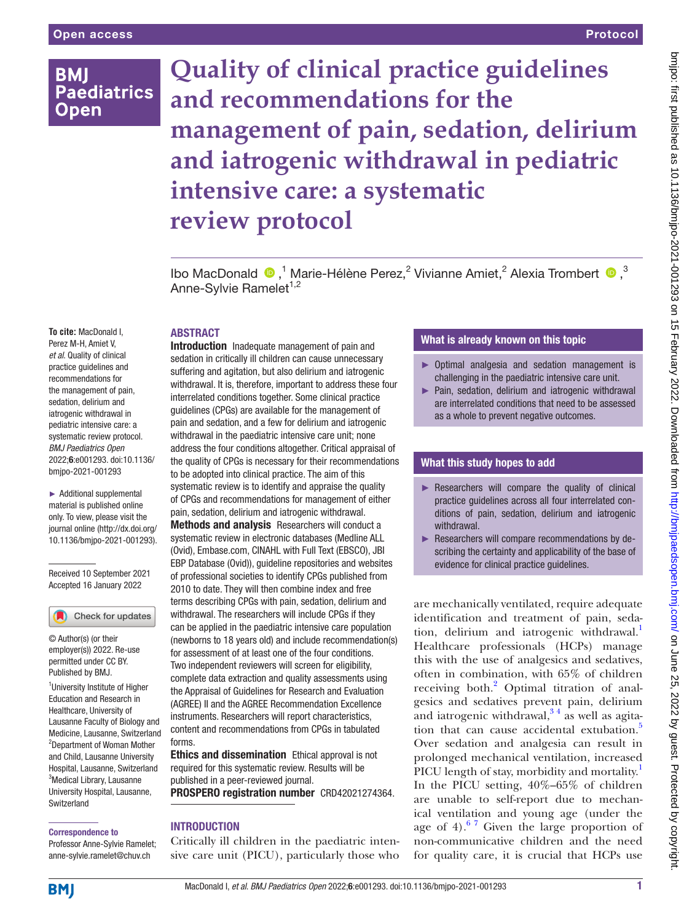# Quality of clinical practice guidelines and recommendations for the management of pain, sedation, delirium and iatrogenic withdrawal in pediatric intensive care: a systematic review protocol

Ibo MacDonald ,[1] Marie-Hélène Perez,[2] Vivianne Amiet,[2] Alexia Trombert ,[3] Anne-Sylvie Ramelet[1,2]

**To cite:** MacDonald I, Perez M-H, Amiet V, *et al*. Quality of clinical practice guidelines and recommendations for the management of pain, sedation, delirium and iatrogenic withdrawal in pediatric intensive care: a systematic review protocol. *BMJ Paediatrics Open* 2022;**6**:e001293. doi:10.1136/bmjpo-2021-001293

► Additional supplemental material is published online only. To view, please visit the journal online (http://dx.doi.org/10.1136/bmjpo-2021-001293).

Received 10 September 2021
Accepted 16 January 2022

© Author(s) (or their employer(s)) 2022. Re-use permitted under CC BY. Published by BMJ.

[1]University Institute of Higher Education and Research in Healthcare, University of Lausanne Faculty of Biology and Medicine, Lausanne, Switzerland
[2]Department of Woman Mother and Child, Lausanne University Hospital, Lausanne, Switzerland
[3]Medical Library, Lausanne University Hospital, Lausanne, Switzerland

**Correspondence to**
Professor Anne-Sylvie Ramelet; anne-sylvie.ramelet@chuv.ch

## ABSTRACT

**Introduction** Inadequate management of pain and sedation in critically ill children can cause unnecessary suffering and agitation, but also delirium and iatrogenic withdrawal. It is, therefore, important to address these four interrelated conditions together. Some clinical practice guidelines (CPGs) are available for the management of pain and sedation, and a few for delirium and iatrogenic withdrawal in the paediatric intensive care unit; none address the four conditions altogether. Critical appraisal of the quality of CPGs is necessary for their recommendations to be adopted into clinical practice. The aim of this systematic review is to identify and appraise the quality of CPGs and recommendations for management of either pain, sedation, delirium and iatrogenic withdrawal.

**Methods and analysis** Researchers will conduct a systematic review in electronic databases (Medline ALL (Ovid), Embase.com, CINAHL with Full Text (EBSCO), JBI EBP Database (Ovid)), guideline repositories and websites of professional societies to identify CPGs published from 2010 to date. They will then combine index and free terms describing CPGs with pain, sedation, delirium and withdrawal. The researchers will include CPGs if they can be applied in the paediatric intensive care population (newborns to 18 years old) and include recommendation(s) for assessment of at least one of the four conditions. Two independent reviewers will screen for eligibility, complete data extraction and quality assessments using the Appraisal of Guidelines for Research and Evaluation (AGREE) II and the AGREE Recommendation Excellence instruments. Researchers will report characteristics, content and recommendations from CPGs in tabulated forms.

**Ethics and dissemination** Ethical approval is not required for this systematic review. Results will be published in a peer-reviewed journal.

**PROSPERO registration number** CRD42021274364.

### What is already known on this topic

- Optimal analgesia and sedation management is challenging in the paediatric intensive care unit.
- Pain, sedation, delirium and iatrogenic withdrawal are interrelated conditions that need to be assessed as a whole to prevent negative outcomes.

### What this study hopes to add

- Researchers will compare the quality of clinical practice guidelines across all four interrelated conditions of pain, sedation, delirium and iatrogenic withdrawal.
- Researchers will compare recommendations by describing the certainty and applicability of the base of evidence for clinical practice guidelines.

## INTRODUCTION

Critically ill children in the paediatric intensive care unit (PICU), particularly those who are mechanically ventilated, require adequate identification and treatment of pain, sedation, delirium and iatrogenic withdrawal.[1] Healthcare professionals (HCPs) manage this with the use of analgesics and sedatives, often in combination, with 65% of children receiving both.[2] Optimal titration of analgesics and sedatives prevent pain, delirium and iatrogenic withdrawal,[3 4] as well as agitation that can cause accidental extubation.[5] Over sedation and analgesia can result in prolonged mechanical ventilation, increased PICU length of stay, morbidity and mortality.[1] In the PICU setting, 40%–65% of children are unable to self-report due to mechanical ventilation and young age (under the age of 4).[6 7] Given the large proportion of non-communicative children and the need for quality care, it is crucial that HCPs use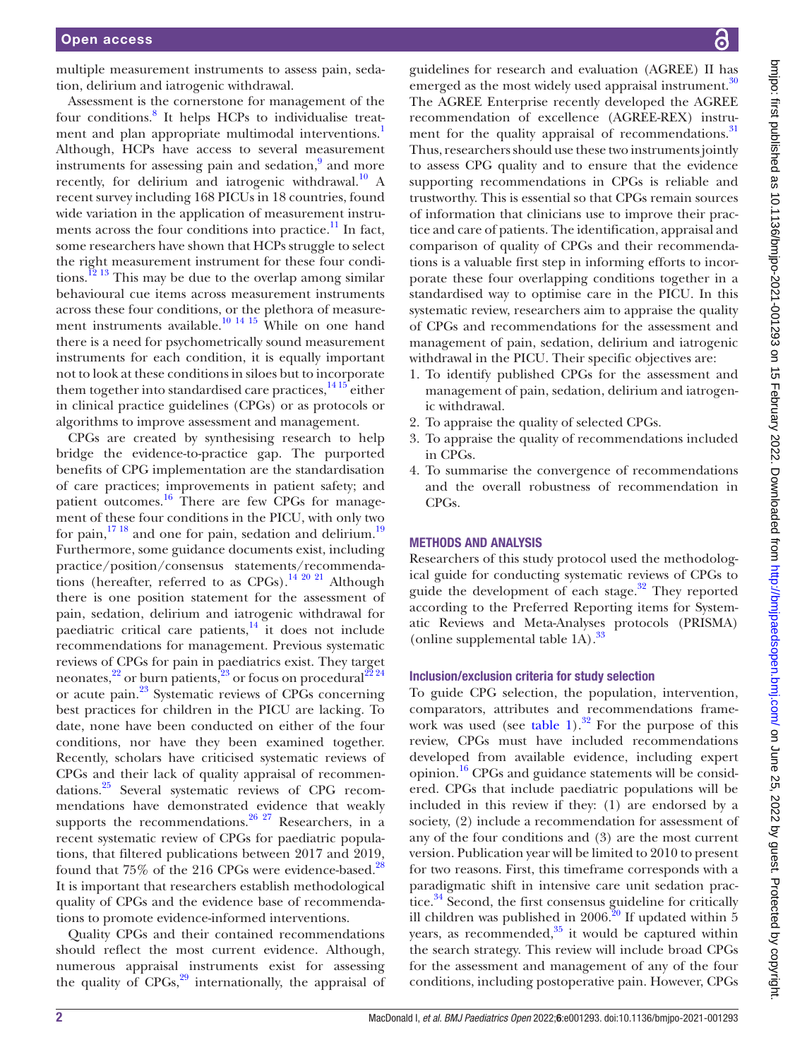multiple measurement instruments to assess pain, sedation, delirium and iatrogenic withdrawal.

Assessment is the cornerstone for management of the four conditions.[8] It helps HCPs to individualise treatment and plan appropriate multimodal interventions.[1] Although, HCPs have access to several measurement instruments for assessing pain and sedation,[9] and more recently, for delirium and iatrogenic withdrawal.[10] A recent survey including 168 PICUs in 18 countries, found wide variation in the application of measurement instruments across the four conditions into practice.[11] In fact, some researchers have shown that HCPs struggle to select the right measurement instrument for these four conditions.[12 13] This may be due to the overlap among similar behavioural cue items across measurement instruments across these four conditions, or the plethora of measurement instruments available.[10 14 15] While on one hand there is a need for psychometrically sound measurement instruments for each condition, it is equally important not to look at these conditions in siloes but to incorporate them together into standardised care practices,[14 15] either in clinical practice guidelines (CPGs) or as protocols or algorithms to improve assessment and management.

CPGs are created by synthesising research to help bridge the evidence-to-practice gap. The purported benefits of CPG implementation are the standardisation of care practices; improvements in patient safety; and patient outcomes.[16] There are few CPGs for management of these four conditions in the PICU, with only two for pain,[17 18] and one for pain, sedation and delirium.[19] Furthermore, some guidance documents exist, including practice/position/consensus statements/recommendations (hereafter, referred to as CPGs).[14 20 21] Although there is one position statement for the assessment of pain, sedation, delirium and iatrogenic withdrawal for paediatric critical care patients,[14] it does not include recommendations for management. Previous systematic reviews of CPGs for pain in paediatrics exist. They target neonates,[22] or burn patients,[23] or focus on procedural[22 24] or acute pain.[23] Systematic reviews of CPGs concerning best practices for children in the PICU are lacking. To date, none have been conducted on either of the four conditions, nor have they been examined together. Recently, scholars have criticised systematic reviews of CPGs and their lack of quality appraisal of recommendations.[25] Several systematic reviews of CPG recommendations have demonstrated evidence that weakly supports the recommendations.[26 27] Researchers, in a recent systematic review of CPGs for paediatric populations, that filtered publications between 2017 and 2019, found that 75% of the 216 CPGs were evidence-based.[28] It is important that researchers establish methodological quality of CPGs and the evidence base of recommendations to promote evidence-informed interventions.

Quality CPGs and their contained recommendations should reflect the most current evidence. Although, numerous appraisal instruments exist for assessing the quality of CPGs,[29] internationally, the appraisal of guidelines for research and evaluation (AGREE) II has emerged as the most widely used appraisal instrument.[30] The AGREE Enterprise recently developed the AGREE recommendation of excellence (AGREE-REX) instrument for the quality appraisal of recommendations.[31] Thus, researchers should use these two instruments jointly to assess CPG quality and to ensure that the evidence supporting recommendations in CPGs is reliable and trustworthy. This is essential so that CPGs remain sources of information that clinicians use to improve their practice and care of patients. The identification, appraisal and comparison of quality of CPGs and their recommendations is a valuable first step in informing efforts to incorporate these four overlapping conditions together in a standardised way to optimise care in the PICU. In this systematic review, researchers aim to appraise the quality of CPGs and recommendations for the assessment and management of pain, sedation, delirium and iatrogenic withdrawal in the PICU. Their specific objectives are:

1. To identify published CPGs for the assessment and management of pain, sedation, delirium and iatrogenic withdrawal.
2. To appraise the quality of selected CPGs.
3. To appraise the quality of recommendations included in CPGs.
4. To summarise the convergence of recommendations and the overall robustness of recommendation in CPGs.

## METHODS AND ANALYSIS

Researchers of this study protocol used the methodological guide for conducting systematic reviews of CPGs to guide the development of each stage.[32] They reported according to the Preferred Reporting items for Systematic Reviews and Meta-Analyses protocols (PRISMA) (online supplemental table 1A).[33]

### Inclusion/exclusion criteria for study selection

To guide CPG selection, the population, intervention, comparators, attributes and recommendations framework was used (see table 1).[32] For the purpose of this review, CPGs must have included recommendations developed from available evidence, including expert opinion.[16] CPGs and guidance statements will be considered. CPGs that include paediatric populations will be included in this review if they: (1) are endorsed by a society, (2) include a recommendation for assessment of any of the four conditions and (3) are the most current version. Publication year will be limited to 2010 to present for two reasons. First, this timeframe corresponds with a paradigmatic shift in intensive care unit sedation practice.[34] Second, the first consensus guideline for critically ill children was published in 2006.[20] If updated within 5 years, as recommended,[35] it would be captured within the search strategy. This review will include broad CPGs for the assessment and management of any of the four conditions, including postoperative pain. However, CPGs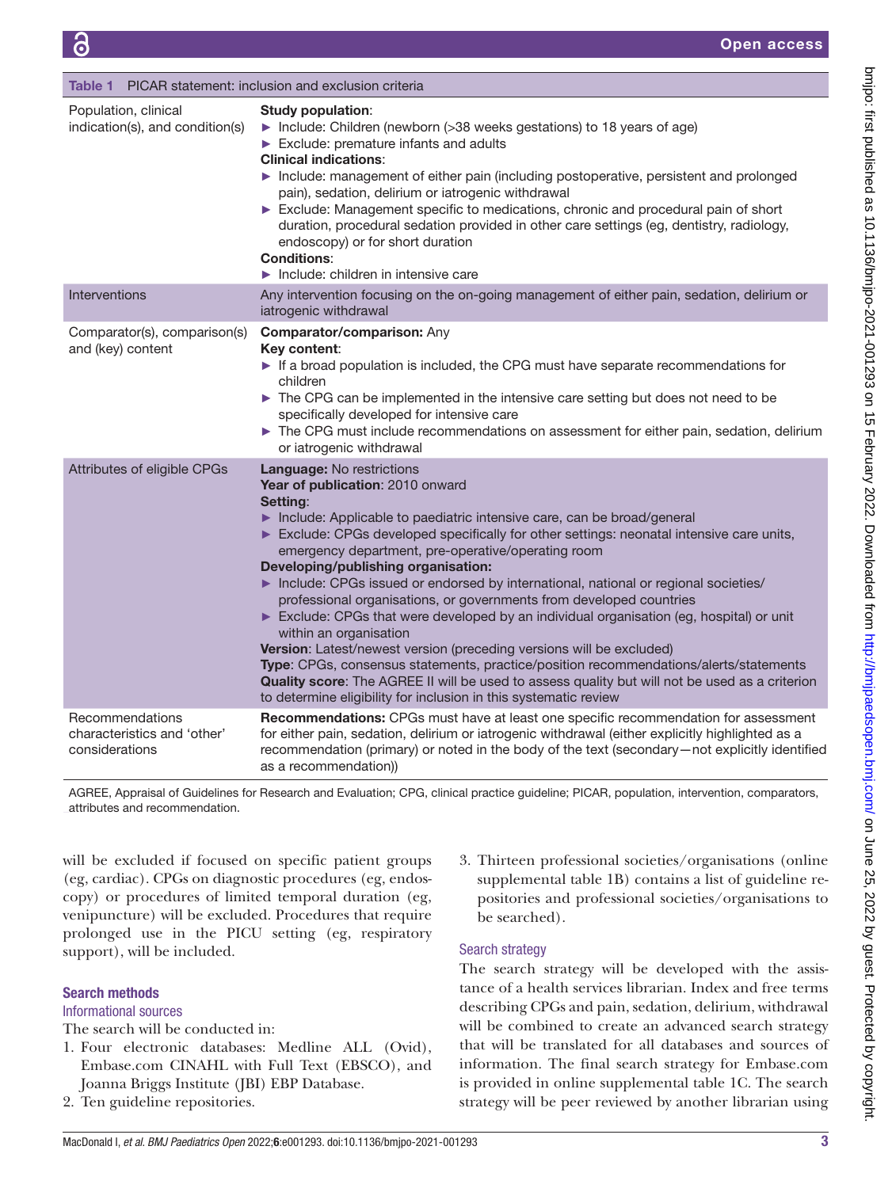**Table 1** PICAR statement: inclusion and exclusion criteria

| | |
|---|---|
| Population, clinical indication(s), and condition(s) | **Study population**:<br>► Include: Children (newborn (>38 weeks gestations) to 18 years of age)<br>► Exclude: premature infants and adults<br>**Clinical indications**:<br>► Include: management of either pain (including postoperative, persistent and prolonged pain), sedation, delirium or iatrogenic withdrawal<br>► Exclude: Management specific to medications, chronic and procedural pain of short duration, procedural sedation provided in other care settings (eg, dentistry, radiology, endoscopy) or for short duration<br>**Conditions**:<br>► Include: children in intensive care |
| Interventions | Any intervention focusing on the on-going management of either pain, sedation, delirium or iatrogenic withdrawal |
| Comparator(s), comparison(s) and (key) content | **Comparator/comparison:** Any<br>**Key content**:<br>► If a broad population is included, the CPG must have separate recommendations for children<br>► The CPG can be implemented in the intensive care setting but does not need to be specifically developed for intensive care<br>► The CPG must include recommendations on assessment for either pain, sedation, delirium or iatrogenic withdrawal |
| Attributes of eligible CPGs | **Language:** No restrictions<br>**Year of publication**: 2010 onward<br>**Setting**:<br>► Include: Applicable to paediatric intensive care, can be broad/general<br>► Exclude: CPGs developed specifically for other settings: neonatal intensive care units, emergency department, pre-operative/operating room<br>**Developing/publishing organisation:**<br>► Include: CPGs issued or endorsed by international, national or regional societies/professional organisations, or governments from developed countries<br>► Exclude: CPGs that were developed by an individual organisation (eg, hospital) or unit within an organisation<br>**Version**: Latest/newest version (preceding versions will be excluded)<br>**Type**: CPGs, consensus statements, practice/position recommendations/alerts/statements<br>**Quality score**: The AGREE II will be used to assess quality but will not be used as a criterion to determine eligibility for inclusion in this systematic review |
| Recommendations characteristics and 'other' considerations | **Recommendations:** CPGs must have at least one specific recommendation for assessment for either pain, sedation, delirium or iatrogenic withdrawal (either explicitly highlighted as a recommendation (primary) or noted in the body of the text (secondary—not explicitly identified as a recommendation)) |

AGREE, Appraisal of Guidelines for Research and Evaluation; CPG, clinical practice guideline; PICAR, population, intervention, comparators, attributes and recommendation.

will be excluded if focused on specific patient groups (eg, cardiac). CPGs on diagnostic procedures (eg, endoscopy) or procedures of limited temporal duration (eg, venipuncture) will be excluded. Procedures that require prolonged use in the PICU setting (eg, respiratory support), will be included.

## Search methods

### Informational sources

The search will be conducted in:

1. Four electronic databases: Medline ALL (Ovid), Embase.com CINAHL with Full Text (EBSCO), and Joanna Briggs Institute (JBI) EBP Database.
2. Ten guideline repositories.
3. Thirteen professional societies/organisations (online supplemental table 1B) contains a list of guideline repositories and professional societies/organisations to be searched).

### Search strategy

The search strategy will be developed with the assistance of a health services librarian. Index and free terms describing CPGs and pain, sedation, delirium, withdrawal will be combined to create an advanced search strategy that will be translated for all databases and sources of information. The final search strategy for Embase.com is provided in online supplemental table 1C. The search strategy will be peer reviewed by another librarian using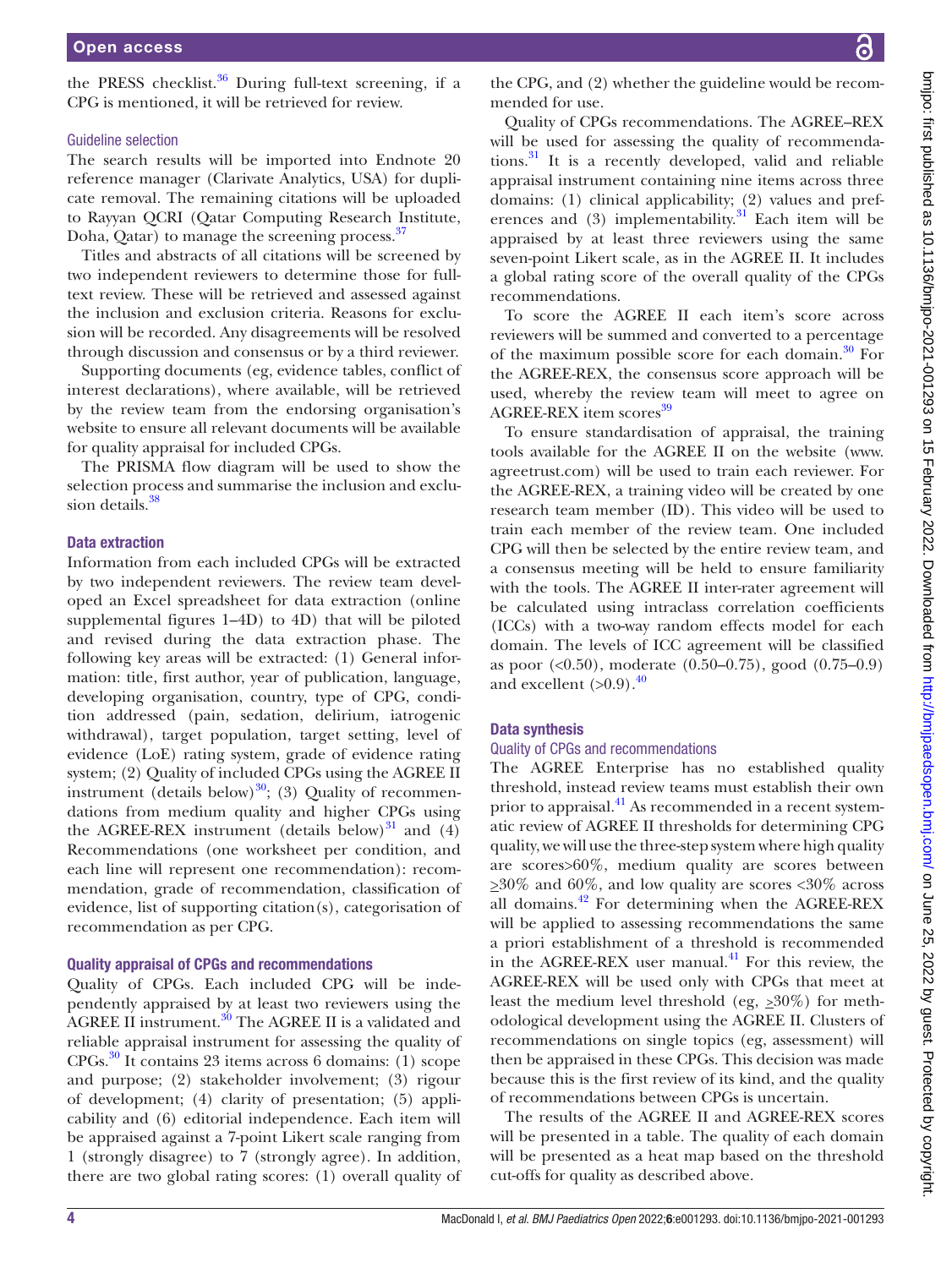the PRESS checklist.[36] During full-text screening, if a CPG is mentioned, it will be retrieved for review.

### Guideline selection

The search results will be imported into Endnote 20 reference manager (Clarivate Analytics, USA) for duplicate removal. The remaining citations will be uploaded to Rayyan QCRI (Qatar Computing Research Institute, Doha, Qatar) to manage the screening process.[37]

Titles and abstracts of all citations will be screened by two independent reviewers to determine those for full-text review. These will be retrieved and assessed against the inclusion and exclusion criteria. Reasons for exclusion will be recorded. Any disagreements will be resolved through discussion and consensus or by a third reviewer.

Supporting documents (eg, evidence tables, conflict of interest declarations), where available, will be retrieved by the review team from the endorsing organisation's website to ensure all relevant documents will be available for quality appraisal for included CPGs.

The PRISMA flow diagram will be used to show the selection process and summarise the inclusion and exclusion details.[38]

## Data extraction

Information from each included CPGs will be extracted by two independent reviewers. The review team developed an Excel spreadsheet for data extraction (online supplemental figures 1–4D) to 4D) that will be piloted and revised during the data extraction phase. The following key areas will be extracted: (1) General information: title, first author, year of publication, language, developing organisation, country, type of CPG, condition addressed (pain, sedation, delirium, iatrogenic withdrawal), target population, target setting, level of evidence (LoE) rating system, grade of evidence rating system; (2) Quality of included CPGs using the AGREE II instrument (details below)[30]; (3) Quality of recommendations from medium quality and higher CPGs using the AGREE-REX instrument (details below)[31] and (4) Recommendations (one worksheet per condition, and each line will represent one recommendation): recommendation, grade of recommendation, classification of evidence, list of supporting citation(s), categorisation of recommendation as per CPG.

## Quality appraisal of CPGs and recommendations

Quality of CPGs. Each included CPG will be independently appraised by at least two reviewers using the AGREE II instrument.[30] The AGREE II is a validated and reliable appraisal instrument for assessing the quality of CPGs.[30] It contains 23 items across 6 domains: (1) scope and purpose; (2) stakeholder involvement; (3) rigour of development; (4) clarity of presentation; (5) applicability and (6) editorial independence. Each item will be appraised against a 7-point Likert scale ranging from 1 (strongly disagree) to 7 (strongly agree). In addition, there are two global rating scores: (1) overall quality of the CPG, and (2) whether the guideline would be recommended for use.

Quality of CPGs recommendations. The AGREE–REX will be used for assessing the quality of recommendations.[31] It is a recently developed, valid and reliable appraisal instrument containing nine items across three domains: (1) clinical applicability; (2) values and preferences and (3) implementability.[31] Each item will be appraised by at least three reviewers using the same seven-point Likert scale, as in the AGREE II. It includes a global rating score of the overall quality of the CPGs recommendations.

To score the AGREE II each item's score across reviewers will be summed and converted to a percentage of the maximum possible score for each domain.[30] For the AGREE-REX, the consensus score approach will be used, whereby the review team will meet to agree on AGREE-REX item scores[39]

To ensure standardisation of appraisal, the training tools available for the AGREE II on the website (www.agreetrust.com) will be used to train each reviewer. For the AGREE-REX, a training video will be created by one research team member (ID). This video will be used to train each member of the review team. One included CPG will then be selected by the entire review team, and a consensus meeting will be held to ensure familiarity with the tools. The AGREE II inter-rater agreement will be calculated using intraclass correlation coefficients (ICCs) with a two-way random effects model for each domain. The levels of ICC agreement will be classified as poor (<0.50), moderate (0.50–0.75), good (0.75–0.9) and excellent (>0.9).[40]

## Data synthesis

### Quality of CPGs and recommendations

The AGREE Enterprise has no established quality threshold, instead review teams must establish their own prior to appraisal.[41] As recommended in a recent systematic review of AGREE II thresholds for determining CPG quality, we will use the three-step system where high quality are scores>60%, medium quality are scores between ≥30% and 60%, and low quality are scores <30% across all domains.[42] For determining when the AGREE-REX will be applied to assessing recommendations the same a priori establishment of a threshold is recommended in the AGREE-REX user manual.[41] For this review, the AGREE-REX will be used only with CPGs that meet at least the medium level threshold (eg, ≥30%) for methodological development using the AGREE II. Clusters of recommendations on single topics (eg, assessment) will then be appraised in these CPGs. This decision was made because this is the first review of its kind, and the quality of recommendations between CPGs is uncertain.

The results of the AGREE II and AGREE-REX scores will be presented in a table. The quality of each domain will be presented as a heat map based on the threshold cut-offs for quality as described above.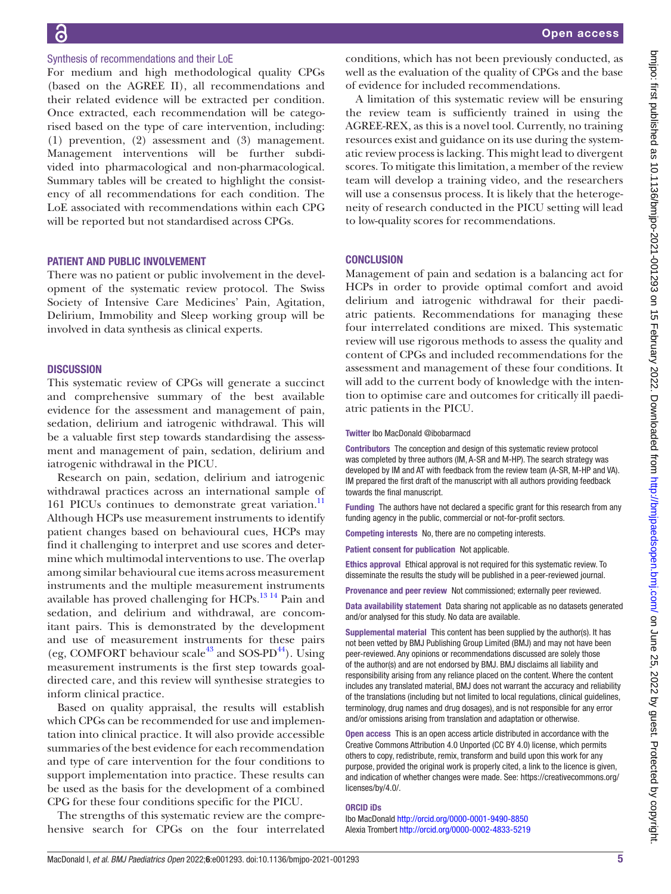### Synthesis of recommendations and their LoE

For medium and high methodological quality CPGs (based on the AGREE II), all recommendations and their related evidence will be extracted per condition. Once extracted, each recommendation will be categorised based on the type of care intervention, including: (1) prevention, (2) assessment and (3) management. Management interventions will be further subdivided into pharmacological and non-pharmacological. Summary tables will be created to highlight the consistency of all recommendations for each condition. The LoE associated with recommendations within each CPG will be reported but not standardised across CPGs.

## PATIENT AND PUBLIC INVOLVEMENT

There was no patient or public involvement in the development of the systematic review protocol. The Swiss Society of Intensive Care Medicines' Pain, Agitation, Delirium, Immobility and Sleep working group will be involved in data synthesis as clinical experts.

## DISCUSSION

This systematic review of CPGs will generate a succinct and comprehensive summary of the best available evidence for the assessment and management of pain, sedation, delirium and iatrogenic withdrawal. This will be a valuable first step towards standardising the assessment and management of pain, sedation, delirium and iatrogenic withdrawal in the PICU.

Research on pain, sedation, delirium and iatrogenic withdrawal practices across an international sample of 161 PICUs continues to demonstrate great variation.[11] Although HCPs use measurement instruments to identify patient changes based on behavioural cues, HCPs may find it challenging to interpret and use scores and determine which multimodal interventions to use. The overlap among similar behavioural cue items across measurement instruments and the multiple measurement instruments available has proved challenging for HCPs.[13 14] Pain and sedation, and delirium and withdrawal, are concomitant pairs. This is demonstrated by the development and use of measurement instruments for these pairs (eg, COMFORT behaviour scale[43] and SOS-PD[44]). Using measurement instruments is the first step towards goal-directed care, and this review will synthesise strategies to inform clinical practice.

Based on quality appraisal, the results will establish which CPGs can be recommended for use and implementation into clinical practice. It will also provide accessible summaries of the best evidence for each recommendation and type of care intervention for the four conditions to support implementation into practice. These results can be used as the basis for the development of a combined CPG for these four conditions specific for the PICU.

The strengths of this systematic review are the comprehensive search for CPGs on the four interrelated conditions, which has not been previously conducted, as well as the evaluation of the quality of CPGs and the base of evidence for included recommendations.

A limitation of this systematic review will be ensuring the review team is sufficiently trained in using the AGREE-REX, as this is a novel tool. Currently, no training resources exist and guidance on its use during the systematic review process is lacking. This might lead to divergent scores. To mitigate this limitation, a member of the review team will develop a training video, and the researchers will use a consensus process. It is likely that the heterogeneity of research conducted in the PICU setting will lead to low-quality scores for recommendations.

## CONCLUSION

Management of pain and sedation is a balancing act for HCPs in order to provide optimal comfort and avoid delirium and iatrogenic withdrawal for their paediatric patients. Recommendations for managing these four interrelated conditions are mixed. This systematic review will use rigorous methods to assess the quality and content of CPGs and included recommendations for the assessment and management of these four conditions. It will add to the current body of knowledge with the intention to optimise care and outcomes for critically ill paediatric patients in the PICU.

**Twitter** Ibo MacDonald @ibobarmacd

**Contributors** The conception and design of this systematic review protocol was completed by three authors (IM, A-SR and M-HP). The search strategy was developed by IM and AT with feedback from the review team (A-SR, M-HP and VA). IM prepared the first draft of the manuscript with all authors providing feedback towards the final manuscript.

**Funding** The authors have not declared a specific grant for this research from any funding agency in the public, commercial or not-for-profit sectors.

**Competing interests** No, there are no competing interests.

**Patient consent for publication** Not applicable.

**Ethics approval** Ethical approval is not required for this systematic review. To disseminate the results the study will be published in a peer-reviewed journal.

**Provenance and peer review** Not commissioned; externally peer reviewed.

**Data availability statement** Data sharing not applicable as no datasets generated and/or analysed for this study. No data are available.

**Supplemental material** This content has been supplied by the author(s). It has not been vetted by BMJ Publishing Group Limited (BMJ) and may not have been peer-reviewed. Any opinions or recommendations discussed are solely those of the author(s) and are not endorsed by BMJ. BMJ disclaims all liability and responsibility arising from any reliance placed on the content. Where the content includes any translated material, BMJ does not warrant the accuracy and reliability of the translations (including but not limited to local regulations, clinical guidelines, terminology, drug names and drug dosages), and is not responsible for any error and/or omissions arising from translation and adaptation or otherwise.

**Open access** This is an open access article distributed in accordance with the Creative Commons Attribution 4.0 Unported (CC BY 4.0) license, which permits others to copy, redistribute, remix, transform and build upon this work for any purpose, provided the original work is properly cited, a link to the licence is given, and indication of whether changes were made. See: https://creativecommons.org/licenses/by/4.0/.

**ORCID iDs**

Ibo MacDonald http://orcid.org/0000-0001-9490-8850
Alexia Trombert http://orcid.org/0000-0002-4833-5219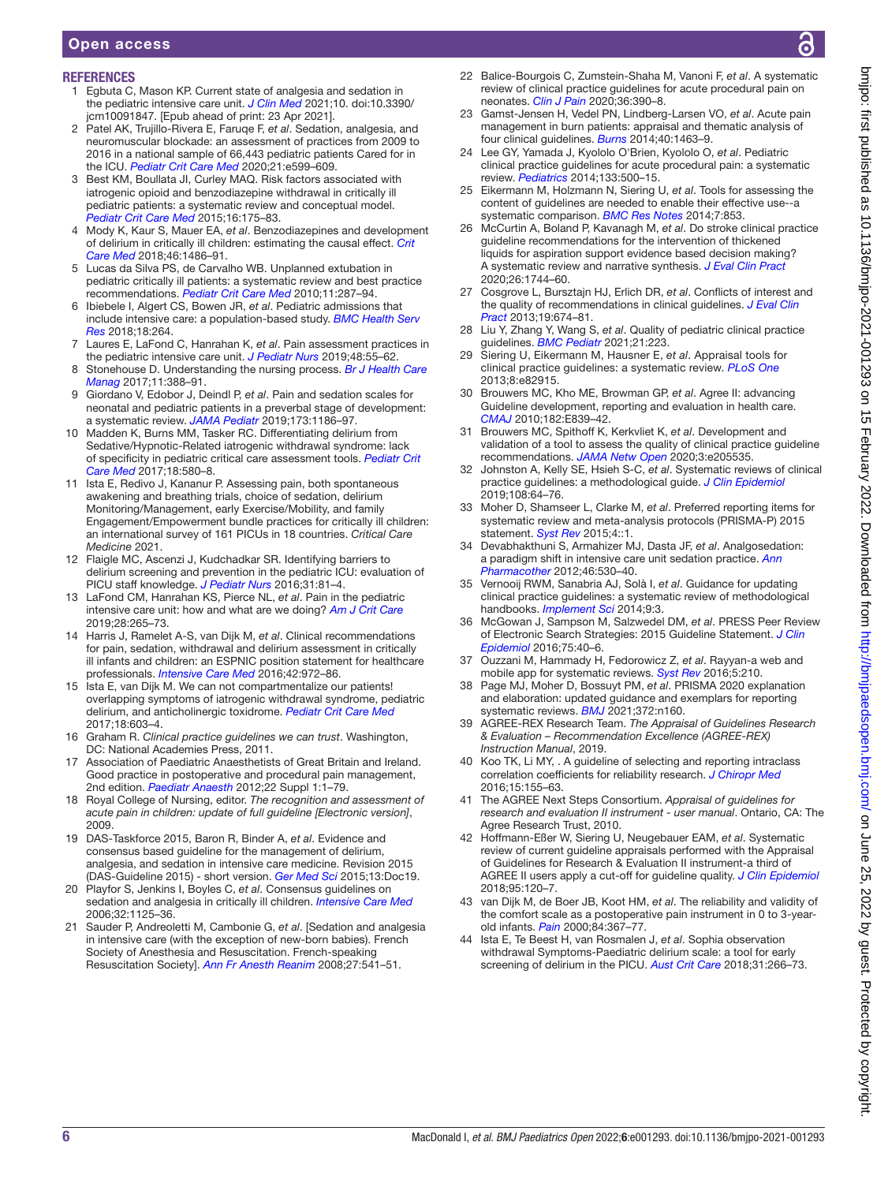## REFERENCES

1. Egbuta C, Mason KP. Current state of analgesia and sedation in the pediatric intensive care unit. *J Clin Med* 2021;10. doi:10.3390/jcm10091847. [Epub ahead of print: 23 Apr 2021].
2. Patel AK, Trujillo-Rivera E, Faruqe F, *et al*. Sedation, analgesia, and neuromuscular blockade: an assessment of practices from 2009 to 2016 in a national sample of 66,443 pediatric patients Cared for in the ICU. *Pediatr Crit Care Med* 2020;21:e599–609.
3. Best KM, Boullata JI, Curley MAQ. Risk factors associated with iatrogenic opioid and benzodiazepine withdrawal in critically ill pediatric patients: a systematic review and conceptual model. *Pediatr Crit Care Med* 2015;16:175–83.
4. Mody K, Kaur S, Mauer EA, *et al*. Benzodiazepines and development of delirium in critically ill children: estimating the causal effect. *Crit Care Med* 2018;46:1486–91.
5. Lucas da Silva PS, de Carvalho WB. Unplanned extubation in pediatric critically ill patients: a systematic review and best practice recommendations. *Pediatr Crit Care Med* 2010;11:287–94.
6. Ibiebele I, Algert CS, Bowen JR, *et al*. Pediatric admissions that include intensive care: a population-based study. *BMC Health Serv Res* 2018;18:264.
7. Laures E, LaFond C, Hanrahan K, *et al*. Pain assessment practices in the pediatric intensive care unit. *J Pediatr Nurs* 2019;48:55–62.
8. Stonehouse D. Understanding the nursing process. *Br J Health Care Manag* 2017;11:388–91.
9. Giordano V, Edobor J, Deindl P, *et al*. Pain and sedation scales for neonatal and pediatric patients in a preverbal stage of development: a systematic review. *JAMA Pediatr* 2019;173:1186–97.
10. Madden K, Burns MM, Tasker RC. Differentiating delirium from Sedative/Hypnotic-Related iatrogenic withdrawal syndrome: lack of specificity in pediatric critical care assessment tools. *Pediatr Crit Care Med* 2017;18:580–8.
11. Ista E, Redivo J, Kananur P. Assessing pain, both spontaneous awakening and breathing trials, choice of sedation, delirium Monitoring/Management, early Exercise/Mobility, and family Engagement/Empowerment bundle practices for critically ill children: an international survey of 161 PICUs in 18 countries. *Critical Care Medicine* 2021.
12. Flaigle MC, Ascenzi J, Kudchadkar SR. Identifying barriers to delirium screening and prevention in the pediatric ICU: evaluation of PICU staff knowledge. *J Pediatr Nurs* 2016;31:81–4.
13. LaFond CM, Hanrahan KS, Pierce NL, *et al*. Pain in the pediatric intensive care unit: how and what are we doing? *Am J Crit Care* 2019;28:265–73.
14. Harris J, Ramelet A-S, van Dijk M, *et al*. Clinical recommendations for pain, sedation, withdrawal and delirium assessment in critically ill infants and children: an ESPNIC position statement for healthcare professionals. *Intensive Care Med* 2016;42:972–86.
15. Ista E, van Dijk M. We can not compartmentalize our patients! overlapping symptoms of iatrogenic withdrawal syndrome, pediatric delirium, and anticholinergic toxidrome. *Pediatr Crit Care Med* 2017;18:603–4.
16. Graham R. *Clinical practice guidelines we can trust*. Washington, DC: National Academies Press, 2011.
17. Association of Paediatric Anaesthetists of Great Britain and Ireland. Good practice in postoperative and procedural pain management, 2nd edition. *Paediatr Anaesth* 2012;22 Suppl 1:1–79.
18. Royal College of Nursing, editor. *The recognition and assessment of acute pain in children: update of full guideline [Electronic version]*, 2009.
19. DAS-Taskforce 2015, Baron R, Binder A, *et al*. Evidence and consensus based guideline for the management of delirium, analgesia, and sedation in intensive care medicine. Revision 2015 (DAS-Guideline 2015) - short version. *Ger Med Sci* 2015;13:Doc19.
20. Playfor S, Jenkins I, Boyles C, *et al*. Consensus guidelines on sedation and analgesia in critically ill children. *Intensive Care Med* 2006;32:1125–36.
21. Sauder P, Andreoletti M, Cambonie G, *et al*. [Sedation and analgesia in intensive care (with the exception of new-born babies). French Society of Anesthesia and Resuscitation. French-speaking Resuscitation Society]. *Ann Fr Anesth Reanim* 2008;27:541–51.
22. Balice-Bourgois C, Zumstein-Shaha M, Vanoni F, *et al*. A systematic review of clinical practice guidelines for acute procedural pain on neonates. *Clin J Pain* 2020;36:390–8.
23. Gamst-Jensen H, Vedel PN, Lindberg-Larsen VO, *et al*. Acute pain management in burn patients: appraisal and thematic analysis of four clinical guidelines. *Burns* 2014;40:1463–9.
24. Lee GY, Yamada J, Kyololo O'Brien, Kyololo O, *et al*. Pediatric clinical practice guidelines for acute procedural pain: a systematic review. *Pediatrics* 2014;133:500–15.
25. Eikermann M, Holzmann N, Siering U, *et al*. Tools for assessing the content of guidelines are needed to enable their effective use--a systematic comparison. *BMC Res Notes* 2014;7:853.
26. McCurtin A, Boland P, Kavanagh M, *et al*. Do stroke clinical practice guideline recommendations for the intervention of thickened liquids for aspiration support evidence based decision making? A systematic review and narrative synthesis. *J Eval Clin Pract* 2020;26:1744–60.
27. Cosgrove L, Bursztajn HJ, Erlich DR, *et al*. Conflicts of interest and the quality of recommendations in clinical guidelines. *J Eval Clin Pract* 2013;19:674–81.
28. Liu Y, Zhang Y, Wang S, *et al*. Quality of pediatric clinical practice guidelines. *BMC Pediatr* 2021;21:223.
29. Siering U, Eikermann M, Hausner E, *et al*. Appraisal tools for clinical practice guidelines: a systematic review. *PLoS One* 2013;8:e82915.
30. Brouwers MC, Kho ME, Browman GP, *et al*. Agree II: advancing Guideline development, reporting and evaluation in health care. *CMAJ* 2010;182:E839–42.
31. Brouwers MC, Spithoff K, Kerkvliet K, *et al*. Development and validation of a tool to assess the quality of clinical practice guideline recommendations. *JAMA Netw Open* 2020;3:e205535.
32. Johnston A, Kelly SE, Hsieh S-C, *et al*. Systematic reviews of clinical practice guidelines: a methodological guide. *J Clin Epidemiol* 2019;108:64–76.
33. Moher D, Shamseer L, Clarke M, *et al*. Preferred reporting items for systematic review and meta-analysis protocols (PRISMA-P) 2015 statement. *Syst Rev* 2015;4:1.
34. Devabhakthuni S, Armahizer MJ, Dasta JF, *et al*. Analgosedation: a paradigm shift in intensive care unit sedation practice. *Ann Pharmacother* 2012;46:530–40.
35. Vernooij RWM, Sanabria AJ, Solà I, *et al*. Guidance for updating clinical practice guidelines: a systematic review of methodological handbooks. *Implement Sci* 2014;9:3.
36. McGowan J, Sampson M, Salzwedel DM, *et al*. PRESS Peer Review of Electronic Search Strategies: 2015 Guideline Statement. *J Clin Epidemiol* 2016;75:40–6.
37. Ouzzani M, Hammady H, Fedorowicz Z, *et al*. Rayyan-a web and mobile app for systematic reviews. *Syst Rev* 2016;5:210.
38. Page MJ, Moher D, Bossuyt PM, *et al*. PRISMA 2020 explanation and elaboration: updated guidance and exemplars for reporting systematic reviews. *BMJ* 2021;372:n160.
39. AGREE-REX Research Team. *The Appraisal of Guidelines Research & Evaluation – Recommendation Excellence (AGREE-REX) Instruction Manual*, 2019.
40. Koo TK, Li MY, . A guideline of selecting and reporting intraclass correlation coefficients for reliability research. *J Chiropr Med* 2016;15:155–63.
41. The AGREE Next Steps Consortium. *Appraisal of guidelines for research and evaluation II instrument - user manual*. Ontario, CA: The Agree Research Trust, 2010.
42. Hoffmann-Eßer W, Siering U, Neugebauer EAM, *et al*. Systematic review of current guideline appraisals performed with the Appraisal of Guidelines for Research & Evaluation II instrument-a third of AGREE II users apply a cut-off for guideline quality. *J Clin Epidemiol* 2018;95:120–7.
43. van Dijk M, de Boer JB, Koot HM, *et al*. The reliability and validity of the comfort scale as a postoperative pain instrument in 0 to 3-year-old infants. *Pain* 2000;84:367–77.
44. Ista E, Te Beest H, van Rosmalen J, *et al*. Sophia observation withdrawal Symptoms-Paediatric delirium scale: a tool for early screening of delirium in the PICU. *Aust Crit Care* 2018;31:266–73.